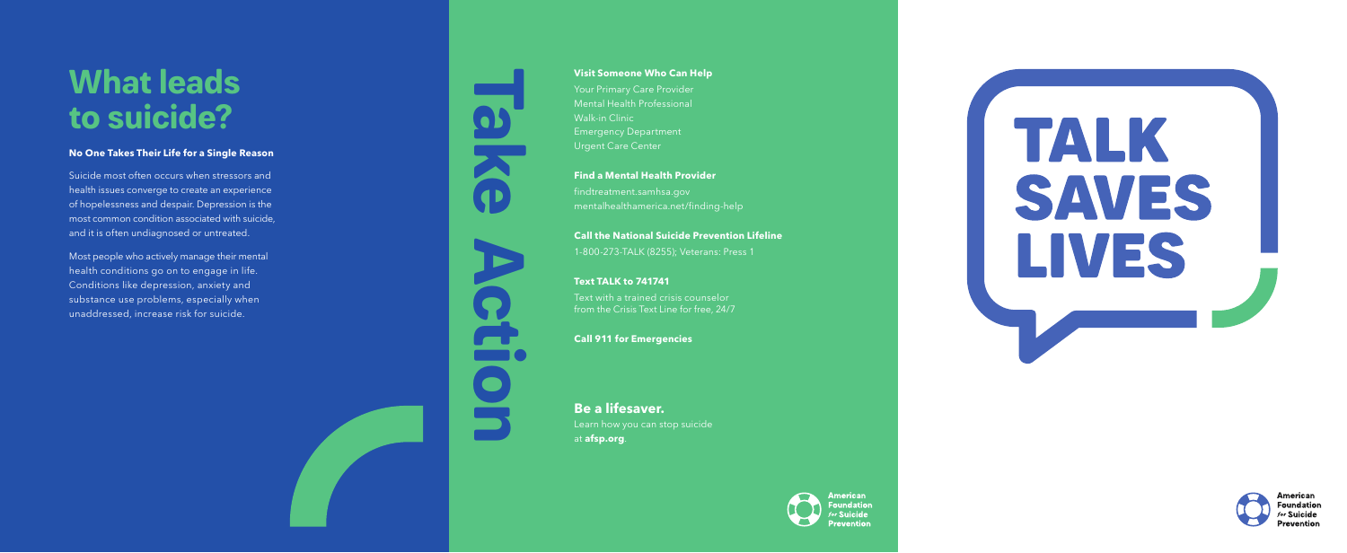# What leads to suicide?

### No One Takes Their Life for a Single Reason

Suicide most often occurs when stressors and health issues converge to create an experience of hopelessness and despair. Depression is the most common condition associated with suicide, and it is often undiagnosed or untreated.

Most people who actively manage their mental health conditions go on to engage in life. Conditions like depression, anxiety and substance use problems, especially when unaddressed, increase risk for suicide.

# Take Action

**Visit Someone Who Can Help**

Your Primary Care Provider
Mental Health Professional
Walk-in Clinic
Emergency Department
Urgent Care Center

**Find a Mental Health Provider**

findtreatment.samhsa.gov
mentalhealthamerica.net/finding-help

**Call the National Suicide Prevention Lifeline**

1-800-273-TALK (8255); Veterans: Press 1

**Text TALK to 741741**

Text with a trained crisis counselor from the Crisis Text Line for free, 24/7

**Call 911 for Emergencies**

**Be a lifesaver.**

Learn how you can stop suicide at **afsp.org**.

American Foundation for Suicide Prevention

# TALK SAVES LIVES

American Foundation for Suicide Prevention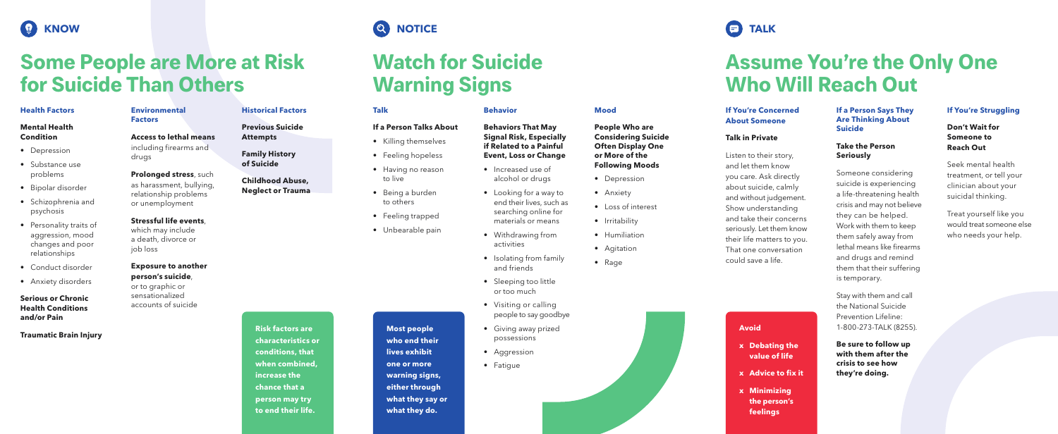## KNOW

# Some People are More at Risk for Suicide Than Others

### Health Factors

**Mental Health Condition**

- Depression
- Substance use problems
- Bipolar disorder
- Schizophrenia and psychosis
- Personality traits of aggression, mood changes and poor relationships
- Conduct disorder
- Anxiety disorders

**Serious or Chronic Health Conditions and/or Pain**

**Traumatic Brain Injury**

### Environmental Factors

**Access to lethal means** including firearms and drugs

**Prolonged stress**, such as harassment, bullying, relationship problems or unemployment

**Stressful life events**, which may include a death, divorce or job loss

**Exposure to another person's suicide**, or to graphic or sensationalized accounts of suicide

### Historical Factors

**Previous Suicide Attempts**

**Family History of Suicide**

**Childhood Abuse, Neglect or Trauma**

**Risk factors are characteristics or conditions, that when combined, increase the chance that a person may try to end their life.**

## NOTICE

# Watch for Suicide Warning Signs

### Talk

**If a Person Talks About**

- Killing themselves
- Feeling hopeless
- Having no reason to live
- Being a burden to others
- Feeling trapped
- Unbearable pain

**Most people who end their lives exhibit one or more warning signs, either through what they say or what they do.**

### Behavior

**Behaviors That May Signal Risk, Especially if Related to a Painful Event, Loss or Change**

- Increased use of alcohol or drugs
- Looking for a way to end their lives, such as searching online for materials or means
- Withdrawing from activities
- Isolating from family and friends
- Sleeping too little or too much
- Visiting or calling people to say goodbye
- Giving away prized possessions
- Aggression
- Fatigue

### Mood

**People Who are Considering Suicide Often Display One or More of the Following Moods**

- Depression
- Anxiety
- Loss of interest
- Irritability
- Humiliation
- Agitation
- Rage

## TALK

# Assume You're the Only One Who Will Reach Out

### If You're Concerned About Someone

**Talk in Private**

Listen to their story, and let them know you care. Ask directly about suicide, calmly and without judgement. Show understanding and take their concerns seriously. Let them know their life matters to you. That one conversation could save a life.

**Avoid**

- x **Debating the value of life**
- x **Advice to fix it**
- x **Minimizing the person's feelings**

### If a Person Says They Are Thinking About Suicide

**Take the Person Seriously**

Someone considering suicide is experiencing a life-threatening health crisis and may not believe they can be helped. Work with them to keep them safely away from lethal means like firearms and drugs and remind them that their suffering is temporary.

Stay with them and call the National Suicide Prevention Lifeline: 1-800-273-TALK (8255).

**Be sure to follow up with them after the crisis to see how they're doing.**

### If You're Struggling

**Don't Wait for Someone to Reach Out**

Seek mental health treatment, or tell your clinician about your suicidal thinking.

Treat yourself like you would treat someone else who needs your help.